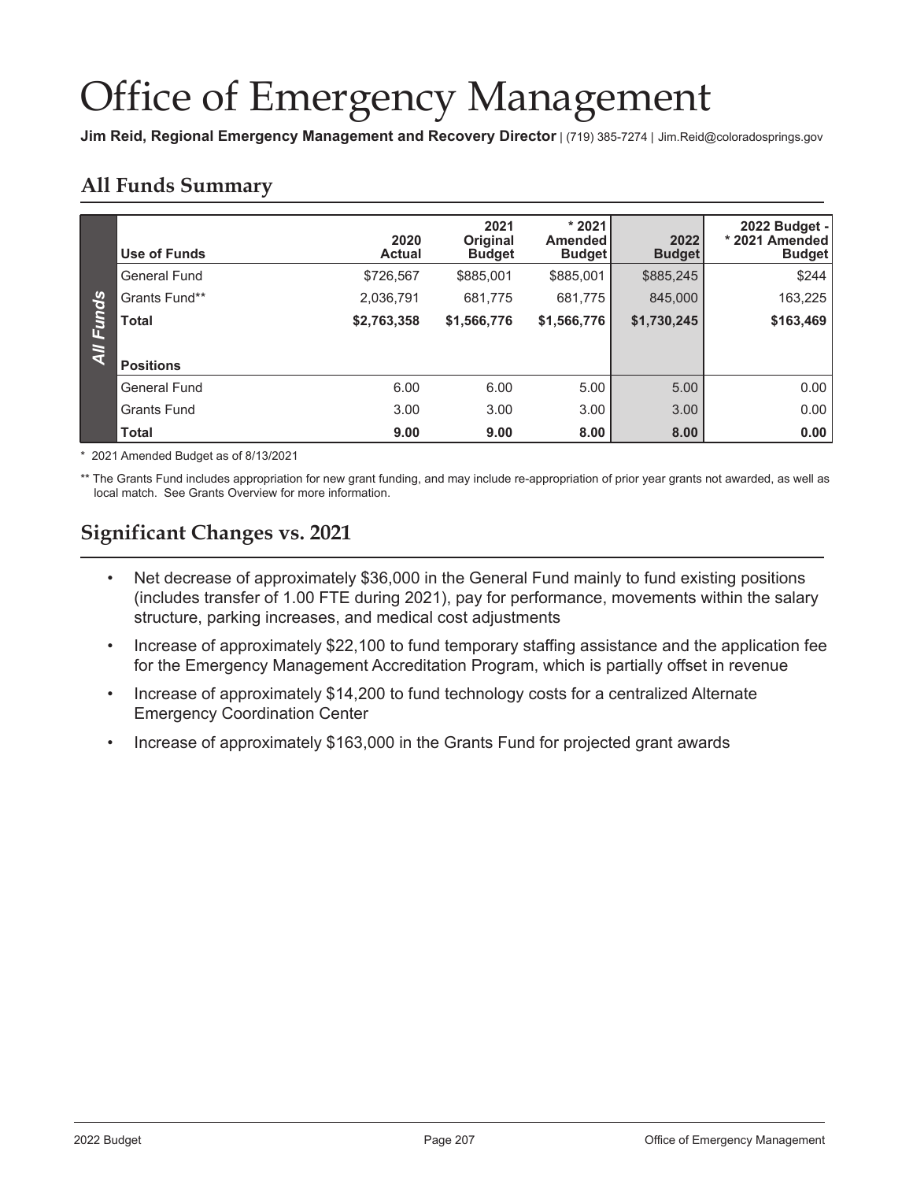# Office of Emergency Management

**Jim Reid, Regional Emergency Management and Recovery Director** | (719) 385-7274 | Jim.Reid@coloradosprings.gov

## All Funds Summary

| Use of Funds | 2020 Actual | 2021 Original Budget | * 2021 Amended Budget | 2022 Budget | 2022 Budget - * 2021 Amended Budget |
|---|---|---|---|---|---|
| General Fund | $726,567 | $885,001 | $885,001 | $885,245 | $244 |
| Grants Fund** | 2,036,791 | 681,775 | 681,775 | 845,000 | 163,225 |
| **Total** | **$2,763,358** | **$1,566,776** | **$1,566,776** | **$1,730,245** | **$163,469** |
| **Positions** | | | | | |
| General Fund | 6.00 | 6.00 | 5.00 | 5.00 | 0.00 |
| Grants Fund | 3.00 | 3.00 | 3.00 | 3.00 | 0.00 |
| **Total** | **9.00** | **9.00** | **8.00** | **8.00** | **0.00** |

* 2021 Amended Budget as of 8/13/2021

** The Grants Fund includes appropriation for new grant funding, and may include re-appropriation of prior year grants not awarded, as well as local match. See Grants Overview for more information.

## Significant Changes vs. 2021

- Net decrease of approximately $36,000 in the General Fund mainly to fund existing positions (includes transfer of 1.00 FTE during 2021), pay for performance, movements within the salary structure, parking increases, and medical cost adjustments
- Increase of approximately $22,100 to fund temporary staffing assistance and the application fee for the Emergency Management Accreditation Program, which is partially offset in revenue
- Increase of approximately $14,200 to fund technology costs for a centralized Alternate Emergency Coordination Center
- Increase of approximately $163,000 in the Grants Fund for projected grant awards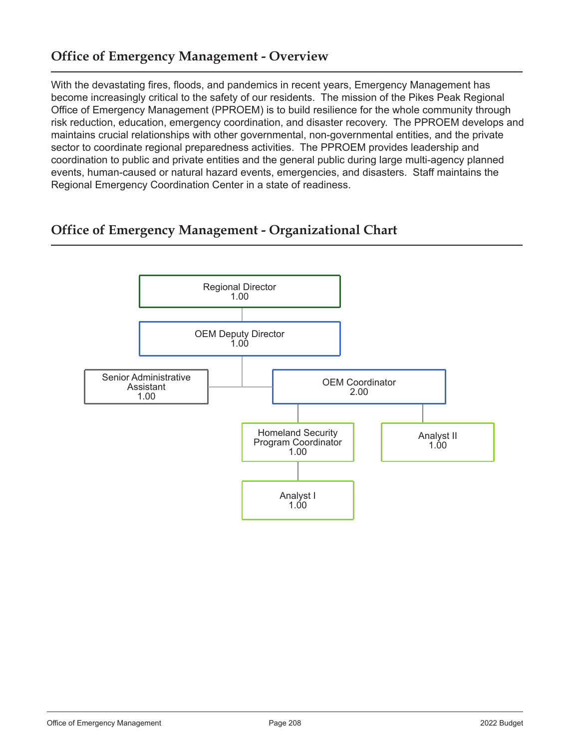## Office of Emergency Management - Overview

With the devastating fires, floods, and pandemics in recent years, Emergency Management has become increasingly critical to the safety of our residents. The mission of the Pikes Peak Regional Office of Emergency Management (PPROEM) is to build resilience for the whole community through risk reduction, education, emergency coordination, and disaster recovery. The PPROEM develops and maintains crucial relationships with other governmental, non-governmental entities, and the private sector to coordinate regional preparedness activities. The PPROEM provides leadership and coordination to public and private entities and the general public during large multi-agency planned events, human-caused or natural hazard events, emergencies, and disasters. Staff maintains the Regional Emergency Coordination Center in a state of readiness.

## Office of Emergency Management - Organizational Chart

- Regional Director 1.00
  - OEM Deputy Director 1.00
    - Senior Administrative Assistant 1.00
    - OEM Coordinator 2.00
      - Homeland Security Program Coordinator 1.00
        - Analyst I 1.00
      - Analyst II 1.00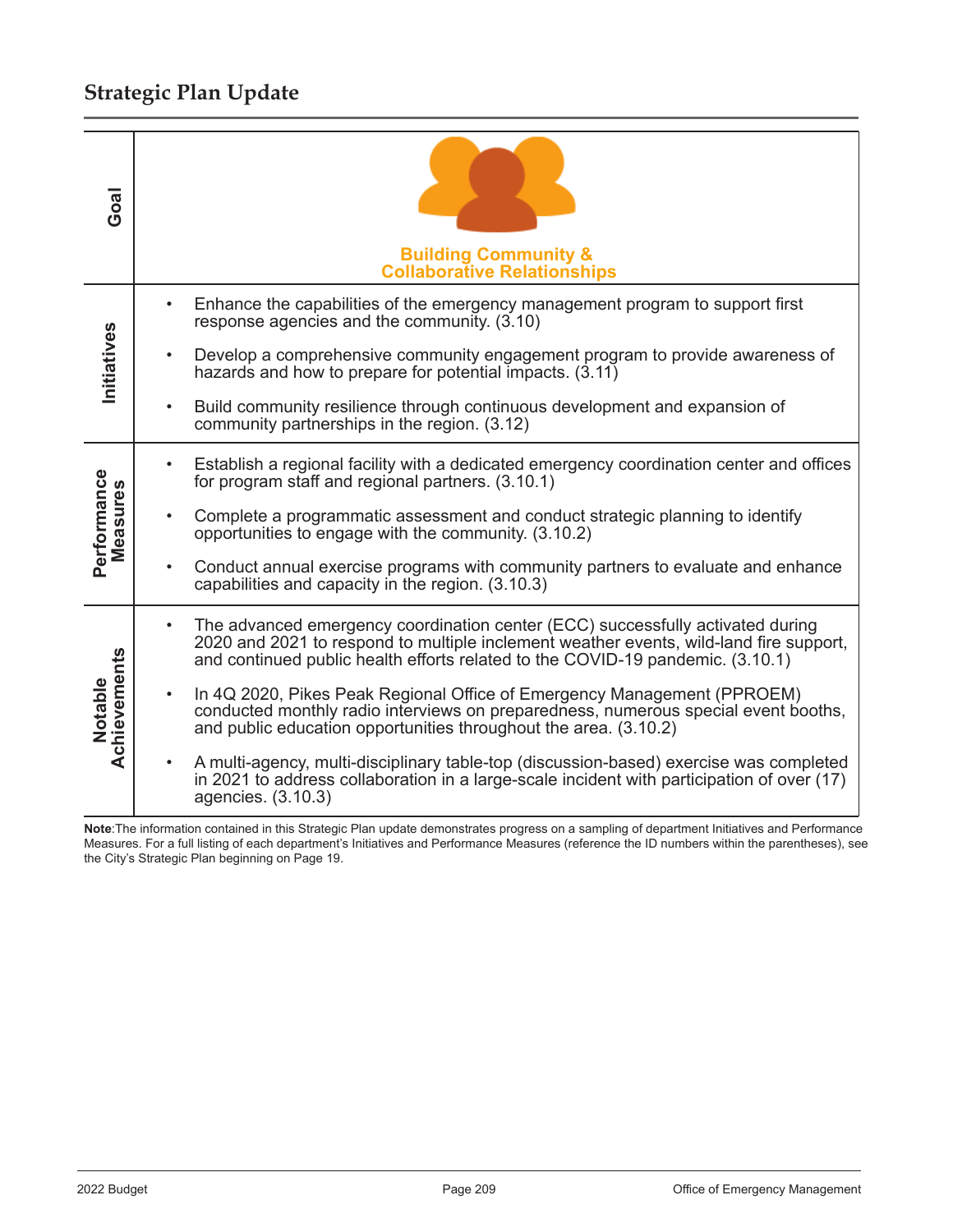## Strategic Plan Update

| | |
|---|---|
| **Goal** | **Building Community & Collaborative Relationships** |
| **Initiatives** | • Enhance the capabilities of the emergency management program to support first response agencies and the community. (3.10)<br>• Develop a comprehensive community engagement program to provide awareness of hazards and how to prepare for potential impacts. (3.11)<br>• Build community resilience through continuous development and expansion of community partnerships in the region. (3.12) |
| **Performance Measures** | • Establish a regional facility with a dedicated emergency coordination center and offices for program staff and regional partners. (3.10.1)<br>• Complete a programmatic assessment and conduct strategic planning to identify opportunities to engage with the community. (3.10.2)<br>• Conduct annual exercise programs with community partners to evaluate and enhance capabilities and capacity in the region. (3.10.3) |
| **Notable Achievements** | • The advanced emergency coordination center (ECC) successfully activated during 2020 and 2021 to respond to multiple inclement weather events, wild-land fire support, and continued public health efforts related to the COVID-19 pandemic. (3.10.1)<br>• In 4Q 2020, Pikes Peak Regional Office of Emergency Management (PPROEM) conducted monthly radio interviews on preparedness, numerous special event booths, and public education opportunities throughout the area. (3.10.2)<br>• A multi-agency, multi-disciplinary table-top (discussion-based) exercise was completed in 2021 to address collaboration in a large-scale incident with participation of over (17) agencies. (3.10.3) |

**Note**:The information contained in this Strategic Plan update demonstrates progress on a sampling of department Initiatives and Performance Measures. For a full listing of each department's Initiatives and Performance Measures (reference the ID numbers within the parentheses), see the City's Strategic Plan beginning on Page 19.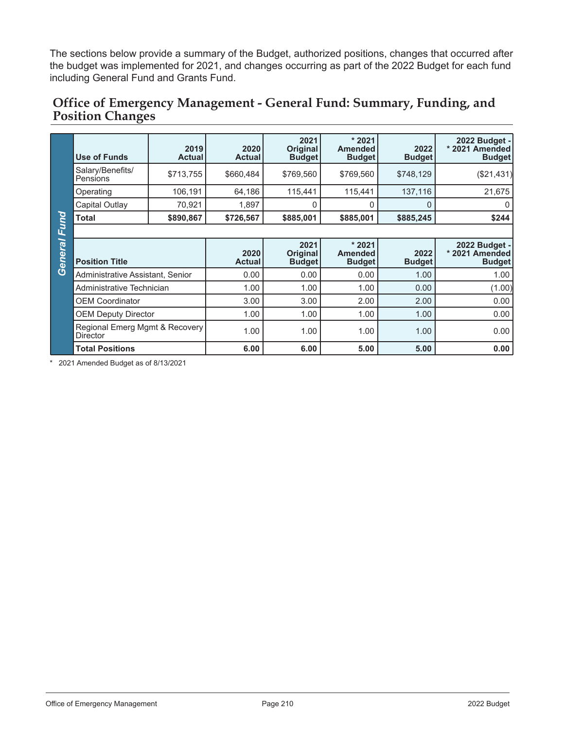The sections below provide a summary of the Budget, authorized positions, changes that occurred after the budget was implemented for 2021, and changes occurring as part of the 2022 Budget for each fund including General Fund and Grants Fund.

## Office of Emergency Management - General Fund: Summary, Funding, and Position Changes

**General Fund**

| Use of Funds | 2019 Actual | 2020 Actual | 2021 Original Budget | * 2021 Amended Budget | 2022 Budget | 2022 Budget - * 2021 Amended Budget |
|---|---|---|---|---|---|---|
| Salary/Benefits/ Pensions | $713,755 | $660,484 | $769,560 | $769,560 | $748,129 | ($21,431) |
| Operating | 106,191 | 64,186 | 115,441 | 115,441 | 137,116 | 21,675 |
| Capital Outlay | 70,921 | 1,897 | 0 | 0 | 0 | 0 |
| **Total** | **$890,867** | **$726,567** | **$885,001** | **$885,001** | **$885,245** | **$244** |

| Position Title | 2020 Actual | 2021 Original Budget | * 2021 Amended Budget | 2022 Budget | 2022 Budget - * 2021 Amended Budget |
|---|---|---|---|---|---|
| Administrative Assistant, Senior | 0.00 | 0.00 | 0.00 | 1.00 | 1.00 |
| Administrative Technician | 1.00 | 1.00 | 1.00 | 0.00 | (1.00) |
| OEM Coordinator | 3.00 | 3.00 | 2.00 | 2.00 | 0.00 |
| OEM Deputy Director | 1.00 | 1.00 | 1.00 | 1.00 | 0.00 |
| Regional Emerg Mgmt & Recovery Director | 1.00 | 1.00 | 1.00 | 1.00 | 0.00 |
| **Total Positions** | **6.00** | **6.00** | **5.00** | **5.00** | **0.00** |

* 2021 Amended Budget as of 8/13/2021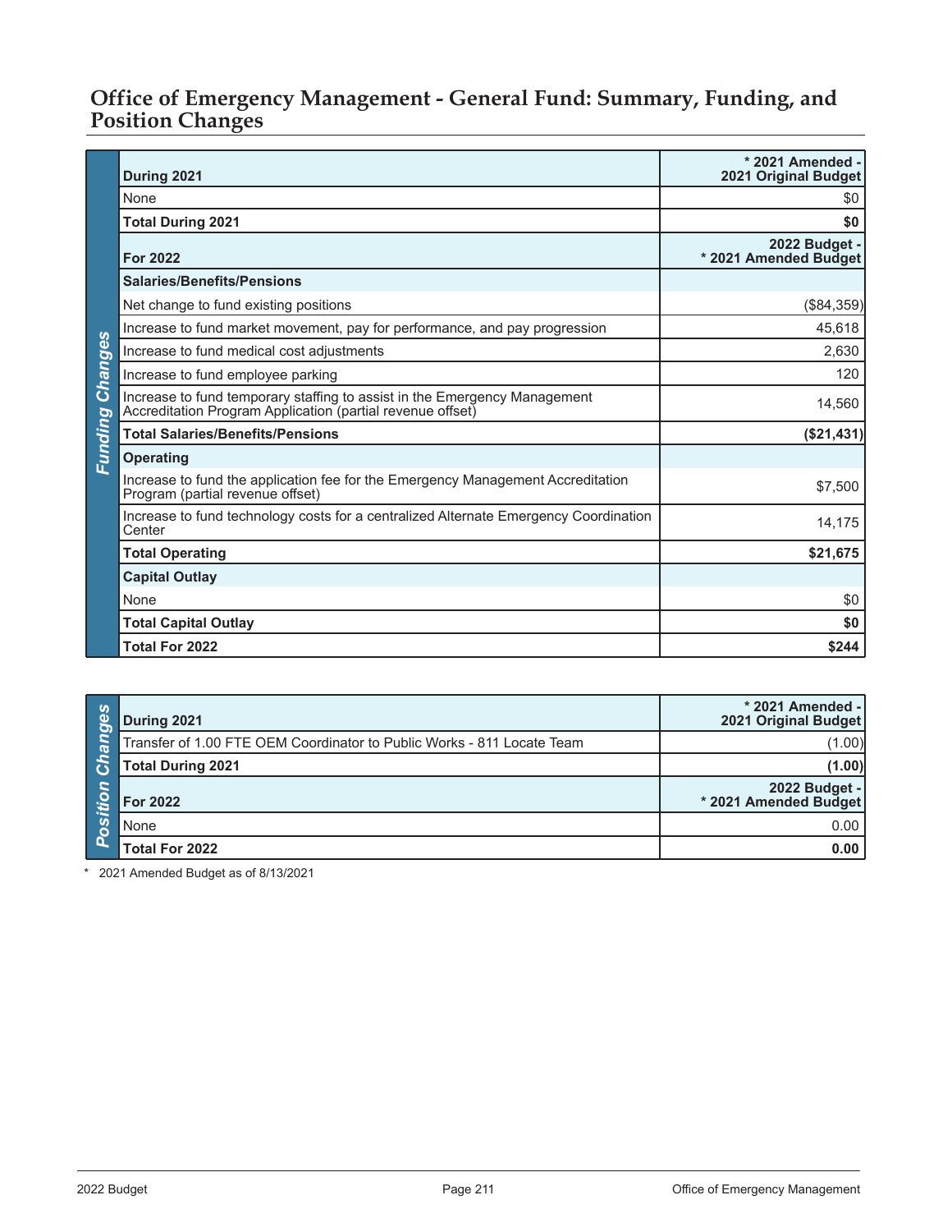# Office of Emergency Management - General Fund: Summary, Funding, and Position Changes

| Funding Changes | During 2021 | * 2021 Amended - 2021 Original Budget |
|---|---|---|
| | None | $0 |
| | **Total During 2021** | **$0** |
| | **For 2022** | **2022 Budget - * 2021 Amended Budget** |
| | **Salaries/Benefits/Pensions** | |
| | Net change to fund existing positions | ($84,359) |
| | Increase to fund market movement, pay for performance, and pay progression | 45,618 |
| | Increase to fund medical cost adjustments | 2,630 |
| | Increase to fund employee parking | 120 |
| | Increase to fund temporary staffing to assist in the Emergency Management Accreditation Program Application (partial revenue offset) | 14,560 |
| | **Total Salaries/Benefits/Pensions** | **($21,431)** |
| | **Operating** | |
| | Increase to fund the application fee for the Emergency Management Accreditation Program (partial revenue offset) | $7,500 |
| | Increase to fund technology costs for a centralized Alternate Emergency Coordination Center | 14,175 |
| | **Total Operating** | **$21,675** |
| | **Capital Outlay** | |
| | None | $0 |
| | **Total Capital Outlay** | **$0** |
| | **Total For 2022** | **$244** |

| Position Changes | During 2021 | * 2021 Amended - 2021 Original Budget |
|---|---|---|
| | Transfer of 1.00 FTE OEM Coordinator to Public Works - 811 Locate Team | (1.00) |
| | **Total During 2021** | **(1.00)** |
| | **For 2022** | **2022 Budget - * 2021 Amended Budget** |
| | None | 0.00 |
| | **Total For 2022** | **0.00** |

\* 2021 Amended Budget as of 8/13/2021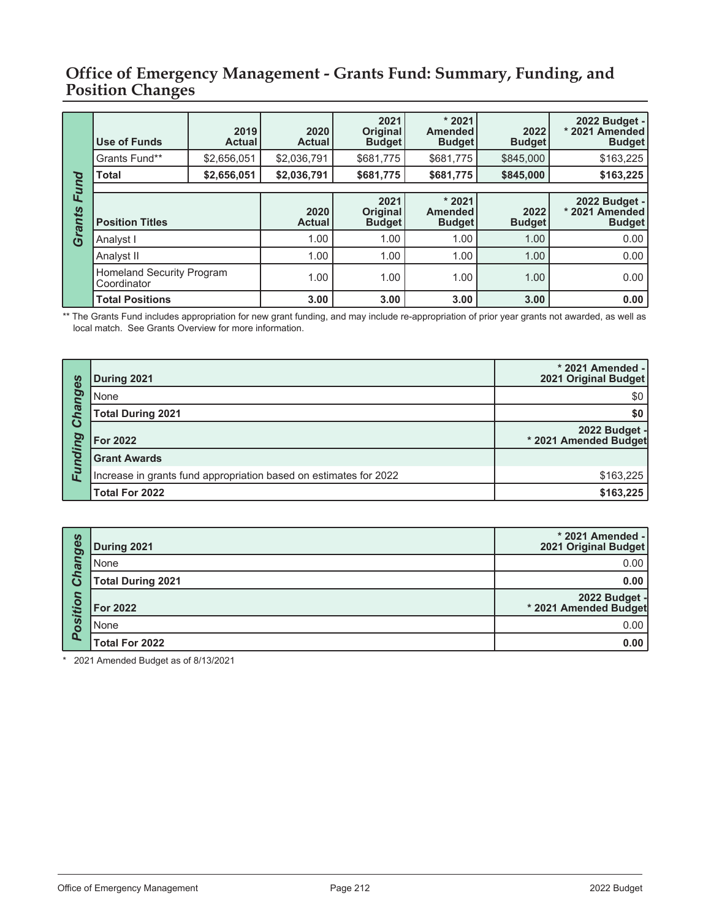## Office of Emergency Management - Grants Fund: Summary, Funding, and Position Changes

**Grants Fund**

| Use of Funds | 2019 Actual | 2020 Actual | 2021 Original Budget | * 2021 Amended Budget | 2022 Budget | 2022 Budget - * 2021 Amended Budget |
|---|---|---|---|---|---|---|
| Grants Fund** | $2,656,051 | $2,036,791 | $681,775 | $681,775 | $845,000 | $163,225 |
| **Total** | **$2,656,051** | **$2,036,791** | **$681,775** | **$681,775** | **$845,000** | **$163,225** |

| Position Titles | 2020 Actual | 2021 Original Budget | * 2021 Amended Budget | 2022 Budget | 2022 Budget - * 2021 Amended Budget |
|---|---|---|---|---|---|
| Analyst I | 1.00 | 1.00 | 1.00 | 1.00 | 0.00 |
| Analyst II | 1.00 | 1.00 | 1.00 | 1.00 | 0.00 |
| Homeland Security Program Coordinator | 1.00 | 1.00 | 1.00 | 1.00 | 0.00 |
| **Total Positions** | **3.00** | **3.00** | **3.00** | **3.00** | **0.00** |

** The Grants Fund includes appropriation for new grant funding, and may include re-appropriation of prior year grants not awarded, as well as local match. See Grants Overview for more information.

**Funding Changes**

| During 2021 | * 2021 Amended - 2021 Original Budget |
|---|---|
| None | $0 |
| **Total During 2021** | **$0** |
| **For 2022** | **2022 Budget - * 2021 Amended Budget** |
| **Grant Awards** | |
| Increase in grants fund appropriation based on estimates for 2022 | $163,225 |
| **Total For 2022** | **$163,225** |

**Position Changes**

| During 2021 | * 2021 Amended - 2021 Original Budget |
|---|---|
| None | 0.00 |
| **Total During 2021** | **0.00** |
| **For 2022** | **2022 Budget - * 2021 Amended Budget** |
| None | 0.00 |
| **Total For 2022** | **0.00** |

\* 2021 Amended Budget as of 8/13/2021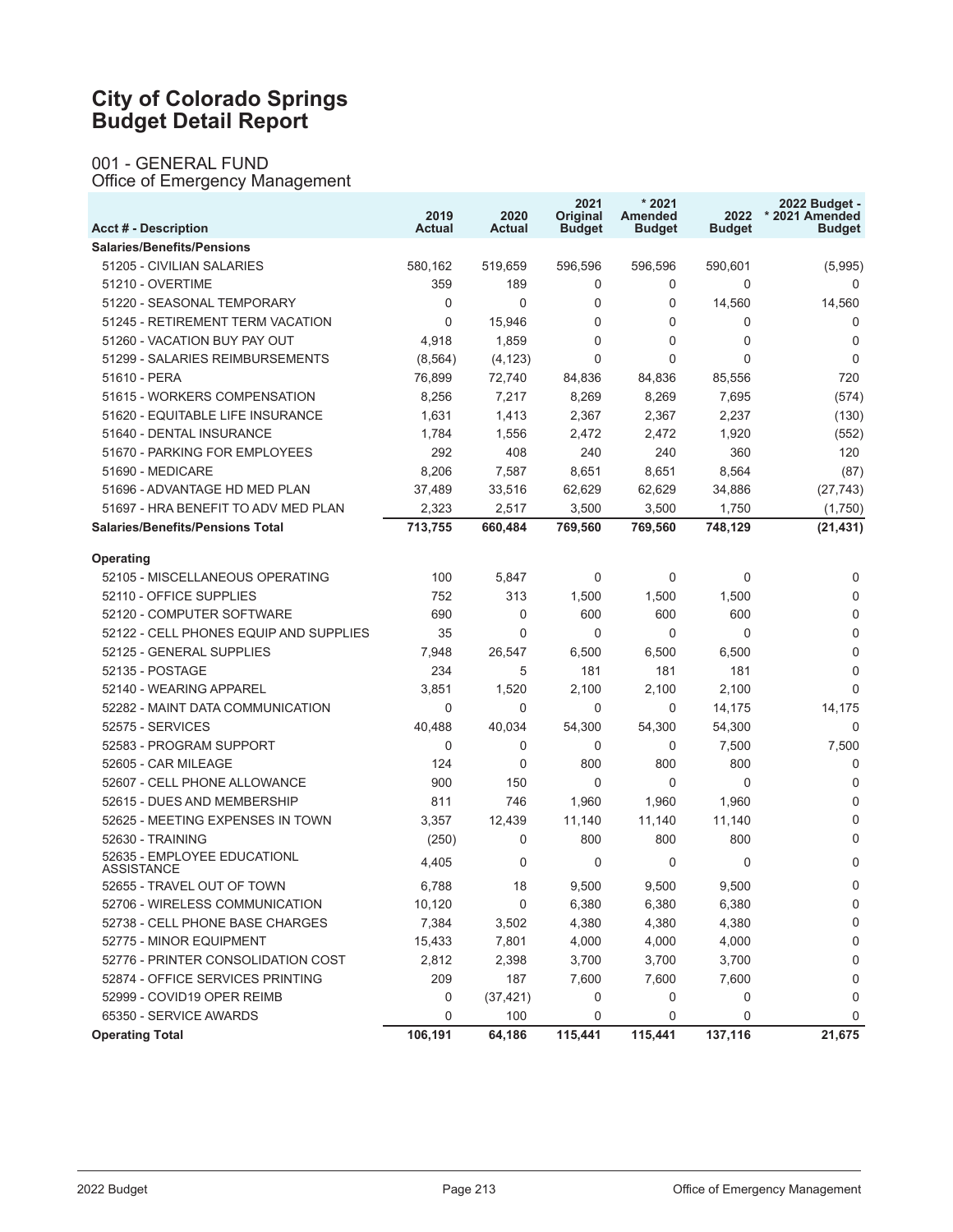# City of Colorado Springs
# Budget Detail Report

## 001 - GENERAL FUND
### Office of Emergency Management

| Acct # - Description | 2019 Actual | 2020 Actual | 2021 Original Budget | * 2021 Amended Budget | 2022 Budget | 2022 Budget - * 2021 Amended Budget |
|---|---|---|---|---|---|---|
| **Salaries/Benefits/Pensions** | | | | | | |
| 51205 - CIVILIAN SALARIES | 580,162 | 519,659 | 596,596 | 596,596 | 590,601 | (5,995) |
| 51210 - OVERTIME | 359 | 189 | 0 | 0 | 0 | 0 |
| 51220 - SEASONAL TEMPORARY | 0 | 0 | 0 | 0 | 14,560 | 14,560 |
| 51245 - RETIREMENT TERM VACATION | 0 | 15,946 | 0 | 0 | 0 | 0 |
| 51260 - VACATION BUY PAY OUT | 4,918 | 1,859 | 0 | 0 | 0 | 0 |
| 51299 - SALARIES REIMBURSEMENTS | (8,564) | (4,123) | 0 | 0 | 0 | 0 |
| 51610 - PERA | 76,899 | 72,740 | 84,836 | 84,836 | 85,556 | 720 |
| 51615 - WORKERS COMPENSATION | 8,256 | 7,217 | 8,269 | 8,269 | 7,695 | (574) |
| 51620 - EQUITABLE LIFE INSURANCE | 1,631 | 1,413 | 2,367 | 2,367 | 2,237 | (130) |
| 51640 - DENTAL INSURANCE | 1,784 | 1,556 | 2,472 | 2,472 | 1,920 | (552) |
| 51670 - PARKING FOR EMPLOYEES | 292 | 408 | 240 | 240 | 360 | 120 |
| 51690 - MEDICARE | 8,206 | 7,587 | 8,651 | 8,651 | 8,564 | (87) |
| 51696 - ADVANTAGE HD MED PLAN | 37,489 | 33,516 | 62,629 | 62,629 | 34,886 | (27,743) |
| 51697 - HRA BENEFIT TO ADV MED PLAN | 2,323 | 2,517 | 3,500 | 3,500 | 1,750 | (1,750) |
| **Salaries/Benefits/Pensions Total** | **713,755** | **660,484** | **769,560** | **769,560** | **748,129** | **(21,431)** |
| **Operating** | | | | | | |
| 52105 - MISCELLANEOUS OPERATING | 100 | 5,847 | 0 | 0 | 0 | 0 |
| 52110 - OFFICE SUPPLIES | 752 | 313 | 1,500 | 1,500 | 1,500 | 0 |
| 52120 - COMPUTER SOFTWARE | 690 | 0 | 600 | 600 | 600 | 0 |
| 52122 - CELL PHONES EQUIP AND SUPPLIES | 35 | 0 | 0 | 0 | 0 | 0 |
| 52125 - GENERAL SUPPLIES | 7,948 | 26,547 | 6,500 | 6,500 | 6,500 | 0 |
| 52135 - POSTAGE | 234 | 5 | 181 | 181 | 181 | 0 |
| 52140 - WEARING APPAREL | 3,851 | 1,520 | 2,100 | 2,100 | 2,100 | 0 |
| 52282 - MAINT DATA COMMUNICATION | 0 | 0 | 0 | 0 | 14,175 | 14,175 |
| 52575 - SERVICES | 40,488 | 40,034 | 54,300 | 54,300 | 54,300 | 0 |
| 52583 - PROGRAM SUPPORT | 0 | 0 | 0 | 0 | 7,500 | 7,500 |
| 52605 - CAR MILEAGE | 124 | 0 | 800 | 800 | 800 | 0 |
| 52607 - CELL PHONE ALLOWANCE | 900 | 150 | 0 | 0 | 0 | 0 |
| 52615 - DUES AND MEMBERSHIP | 811 | 746 | 1,960 | 1,960 | 1,960 | 0 |
| 52625 - MEETING EXPENSES IN TOWN | 3,357 | 12,439 | 11,140 | 11,140 | 11,140 | 0 |
| 52630 - TRAINING | (250) | 0 | 800 | 800 | 800 | 0 |
| 52635 - EMPLOYEE EDUCATIONL ASSISTANCE | 4,405 | 0 | 0 | 0 | 0 | 0 |
| 52655 - TRAVEL OUT OF TOWN | 6,788 | 18 | 9,500 | 9,500 | 9,500 | 0 |
| 52706 - WIRELESS COMMUNICATION | 10,120 | 0 | 6,380 | 6,380 | 6,380 | 0 |
| 52738 - CELL PHONE BASE CHARGES | 7,384 | 3,502 | 4,380 | 4,380 | 4,380 | 0 |
| 52775 - MINOR EQUIPMENT | 15,433 | 7,801 | 4,000 | 4,000 | 4,000 | 0 |
| 52776 - PRINTER CONSOLIDATION COST | 2,812 | 2,398 | 3,700 | 3,700 | 3,700 | 0 |
| 52874 - OFFICE SERVICES PRINTING | 209 | 187 | 7,600 | 7,600 | 7,600 | 0 |
| 52999 - COVID19 OPER REIMB | 0 | (37,421) | 0 | 0 | 0 | 0 |
| 65350 - SERVICE AWARDS | 0 | 100 | 0 | 0 | 0 | 0 |
| **Operating Total** | **106,191** | **64,186** | **115,441** | **115,441** | **137,116** | **21,675** |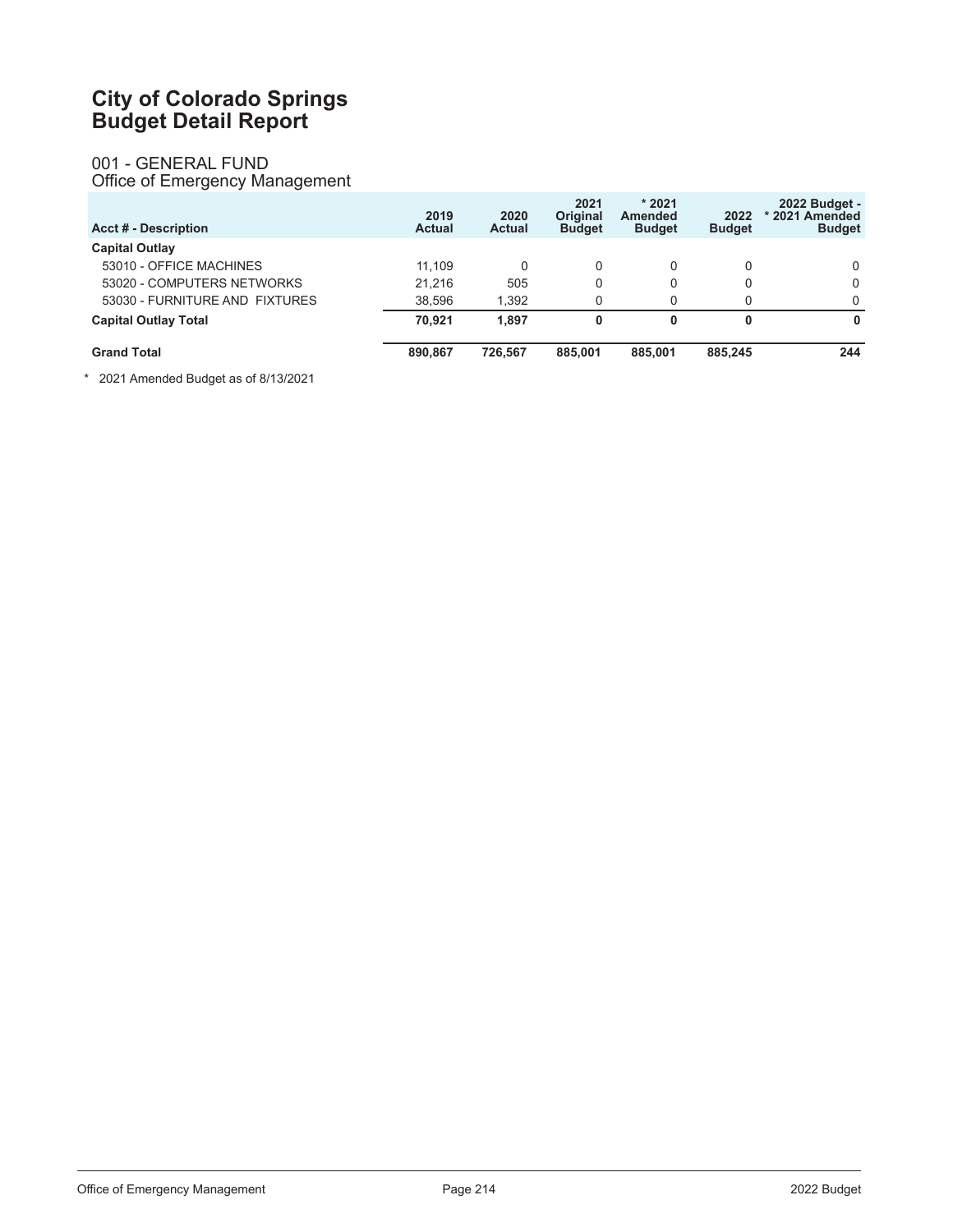# City of Colorado Springs
# Budget Detail Report

## 001 - GENERAL FUND
### Office of Emergency Management

| Acct # - Description | 2019 Actual | 2020 Actual | 2021 Original Budget | * 2021 Amended Budget | 2022 Budget | 2022 Budget - * 2021 Amended Budget |
|---|---|---|---|---|---|---|
| **Capital Outlay** | | | | | | |
| 53010 - OFFICE MACHINES | 11,109 | 0 | 0 | 0 | 0 | 0 |
| 53020 - COMPUTERS NETWORKS | 21,216 | 505 | 0 | 0 | 0 | 0 |
| 53030 - FURNITURE AND FIXTURES | 38,596 | 1,392 | 0 | 0 | 0 | 0 |
| **Capital Outlay Total** | **70,921** | **1,897** | **0** | **0** | **0** | **0** |
| **Grand Total** | **890,867** | **726,567** | **885,001** | **885,001** | **885,245** | **244** |

* 2021 Amended Budget as of 8/13/2021